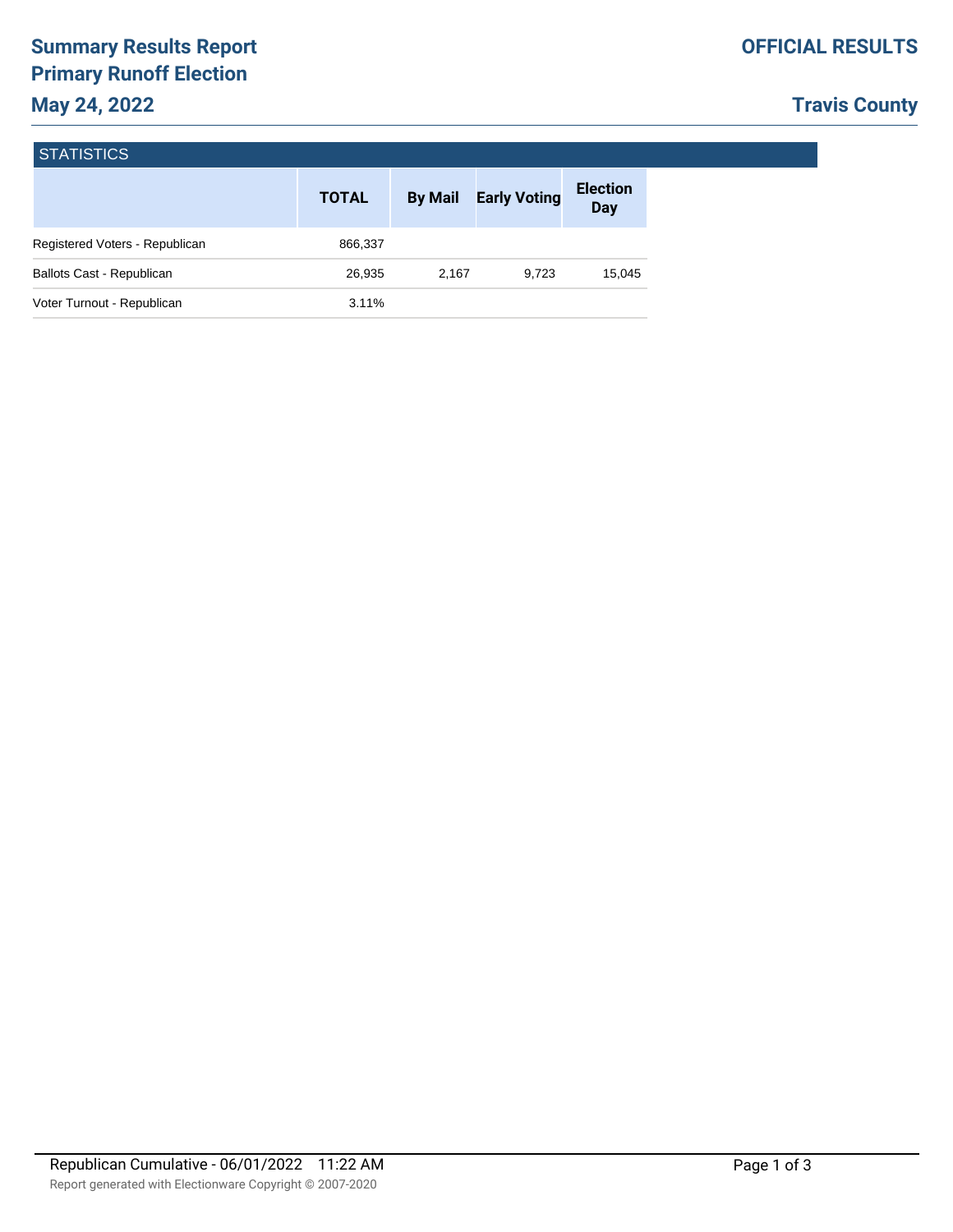# Summary Results Report
## Primary Runoff Election
## May 24, 2022

**OFFICIAL RESULTS**

**Travis County**

### STATISTICS

| | TOTAL | By Mail | Early Voting | Election Day |
|---|---|---|---|---|
| Registered Voters - Republican | 866,337 | | | |
| Ballots Cast - Republican | 26,935 | 2,167 | 9,723 | 15,045 |
| Voter Turnout - Republican | 3.11% | | | |

Republican Cumulative - 06/01/2022 11:22 AM

Report generated with Electionware Copyright © 2007-2020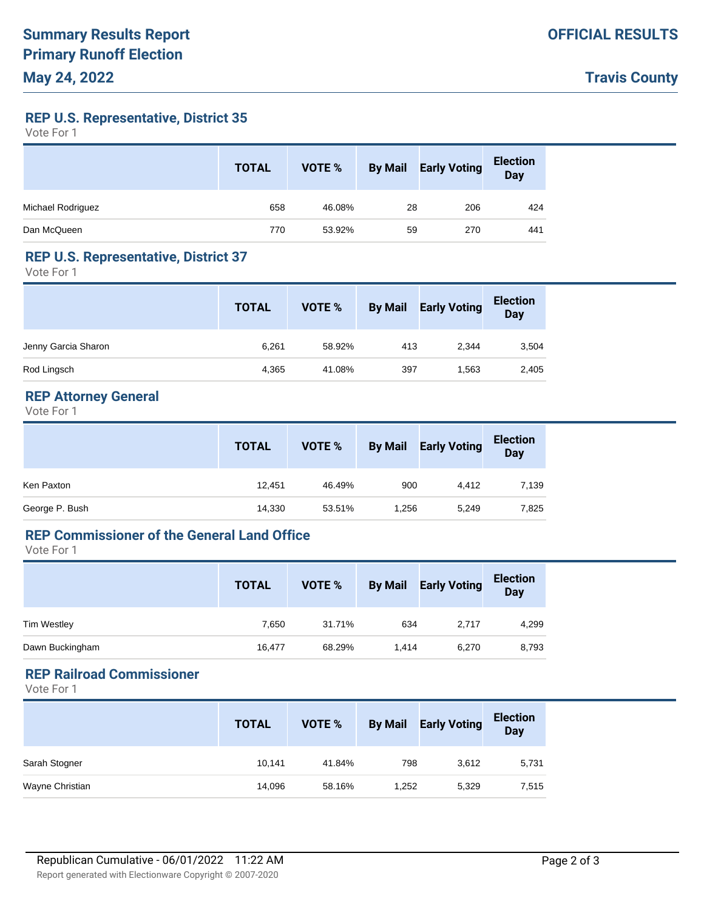# Summary Results Report
# Primary Runoff Election
# May 24, 2022

**OFFICIAL RESULTS**

**Travis County**

## REP U.S. Representative, District 35

Vote For 1

| | TOTAL | VOTE % | By Mail | Early Voting | Election Day |
|---|---|---|---|---|---|
| Michael Rodriguez | 658 | 46.08% | 28 | 206 | 424 |
| Dan McQueen | 770 | 53.92% | 59 | 270 | 441 |

## REP U.S. Representative, District 37

Vote For 1

| | TOTAL | VOTE % | By Mail | Early Voting | Election Day |
|---|---|---|---|---|---|
| Jenny Garcia Sharon | 6,261 | 58.92% | 413 | 2,344 | 3,504 |
| Rod Lingsch | 4,365 | 41.08% | 397 | 1,563 | 2,405 |

## REP Attorney General

Vote For 1

| | TOTAL | VOTE % | By Mail | Early Voting | Election Day |
|---|---|---|---|---|---|
| Ken Paxton | 12,451 | 46.49% | 900 | 4,412 | 7,139 |
| George P. Bush | 14,330 | 53.51% | 1,256 | 5,249 | 7,825 |

## REP Commissioner of the General Land Office

Vote For 1

| | TOTAL | VOTE % | By Mail | Early Voting | Election Day |
|---|---|---|---|---|---|
| Tim Westley | 7,650 | 31.71% | 634 | 2,717 | 4,299 |
| Dawn Buckingham | 16,477 | 68.29% | 1,414 | 6,270 | 8,793 |

## REP Railroad Commissioner

Vote For 1

| | TOTAL | VOTE % | By Mail | Early Voting | Election Day |
|---|---|---|---|---|---|
| Sarah Stogner | 10,141 | 41.84% | 798 | 3,612 | 5,731 |
| Wayne Christian | 14,096 | 58.16% | 1,252 | 5,329 | 7,515 |

Republican Cumulative - 06/01/2022 11:22 AM

Report generated with Electionware Copyright © 2007-2020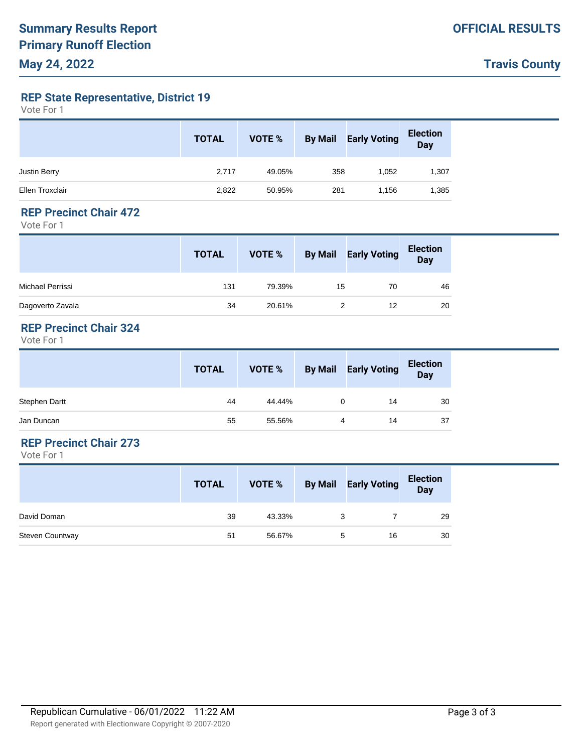# Summary Results Report
# Primary Runoff Election
# May 24, 2022

**OFFICIAL RESULTS**

**Travis County**

## REP State Representative, District 19

Vote For 1

| | TOTAL | VOTE % | By Mail | Early Voting | Election Day |
|---|---|---|---|---|---|
| Justin Berry | 2,717 | 49.05% | 358 | 1,052 | 1,307 |
| Ellen Troxclair | 2,822 | 50.95% | 281 | 1,156 | 1,385 |

## REP Precinct Chair 472

Vote For 1

| | TOTAL | VOTE % | By Mail | Early Voting | Election Day |
|---|---|---|---|---|---|
| Michael Perrissi | 131 | 79.39% | 15 | 70 | 46 |
| Dagoverto Zavala | 34 | 20.61% | 2 | 12 | 20 |

## REP Precinct Chair 324

Vote For 1

| | TOTAL | VOTE % | By Mail | Early Voting | Election Day |
|---|---|---|---|---|---|
| Stephen Dartt | 44 | 44.44% | 0 | 14 | 30 |
| Jan Duncan | 55 | 55.56% | 4 | 14 | 37 |

## REP Precinct Chair 273

Vote For 1

| | TOTAL | VOTE % | By Mail | Early Voting | Election Day |
|---|---|---|---|---|---|
| David Doman | 39 | 43.33% | 3 | 7 | 29 |
| Steven Countway | 51 | 56.67% | 5 | 16 | 30 |

Republican Cumulative - 06/01/2022 11:22 AM

Report generated with Electionware Copyright © 2007-2020